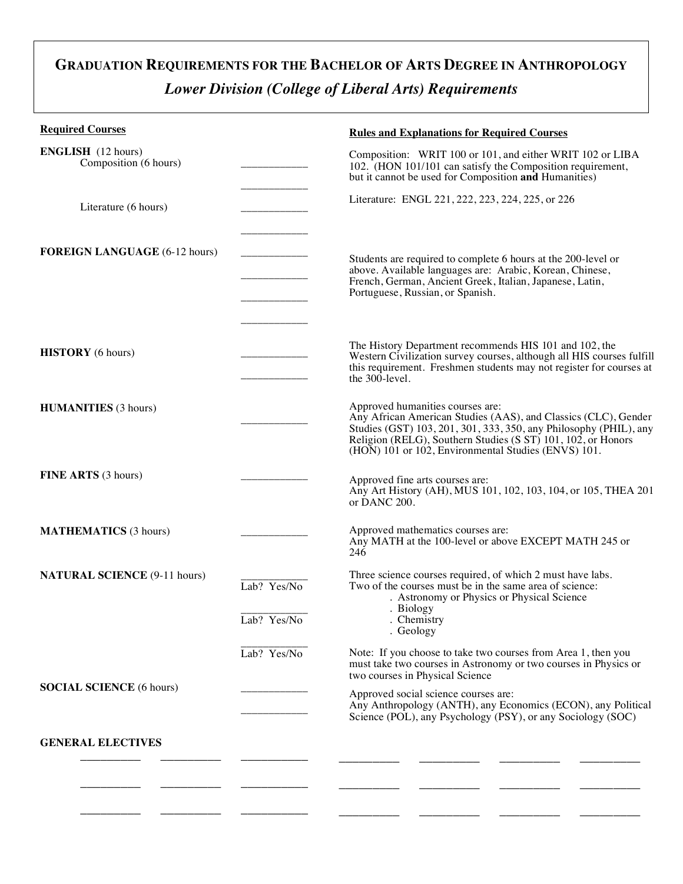# GRADUATION REQUIREMENTS FOR THE BACHELOR OF ARTS DEGREE IN ANTHROPOLOGY

## *Lower Division (College of Liberal Arts) Requirements*

| Required Courses | | Rules and Explanations for Required Courses |
|---|---|---|
| **ENGLISH** (12 hours) | | |
| Composition (6 hours) | ____________ | Composition: WRIT 100 or 101, and either WRIT 102 or LIBA 102. (HON 101/101 can satisfy the Composition requirement, but it cannot be used for Composition **and** Humanities) |
| | ____________ | |
| Literature (6 hours) | ____________ | Literature: ENGL 221, 222, 223, 224, 225, or 226 |
| | ____________ | |
| **FOREIGN LANGUAGE** (6-12 hours) | ____________ | Students are required to complete 6 hours at the 200-level or above. Available languages are: Arabic, Korean, Chinese, French, German, Ancient Greek, Italian, Japanese, Latin, Portuguese, Russian, or Spanish. |
| | ____________ | |
| | ____________ | |
| | ____________ | |
| **HISTORY** (6 hours) | ____________ | The History Department recommends HIS 101 and 102, the Western Civilization survey courses, although all HIS courses fulfill this requirement. Freshmen students may not register for courses at the 300-level. |
| | ____________ | |
| **HUMANITIES** (3 hours) | ____________ | Approved humanities courses are: Any African American Studies (AAS), and Classics (CLC), Gender Studies (GST) 103, 201, 301, 333, 350, any Philosophy (PHIL), any Religion (RELG), Southern Studies (S ST) 101, 102, or Honors (HON) 101 or 102, Environmental Studies (ENVS) 101. |
| **FINE ARTS** (3 hours) | ____________ | Approved fine arts courses are: Any Art History (AH), MUS 101, 102, 103, 104, or 105, THEA 201 or DANC 200. |
| **MATHEMATICS** (3 hours) | ____________ | Approved mathematics courses are: Any MATH at the 100-level or above EXCEPT MATH 245 or 246 |
| **NATURAL SCIENCE** (9-11 hours) | ____________ Lab? Yes/No | Three science courses required, of which 2 must have labs. Two of the courses must be in the same area of science: . Astronomy or Physics or Physical Science . Biology . Chemistry . Geology |
| | ____________ Lab? Yes/No | |
| | ____________ Lab? Yes/No | Note: If you choose to take two courses from Area 1, then you must take two courses in Astronomy or two courses in Physics or two courses in Physical Science |
| **SOCIAL SCIENCE** (6 hours) | ____________ | Approved social science courses are: Any Anthropology (ANTH), any Economics (ECON), any Political Science (POL), any Psychology (PSY), or any Sociology (SOC) |
| | ____________ | |

**GENERAL ELECTIVES**

| | | | | | | |
|---|---|---|---|---|---|---|
| __________ | __________ | __________ | __________ | __________ | __________ | __________ |
| __________ | __________ | __________ | __________ | __________ | __________ | __________ |
| __________ | __________ | __________ | __________ | __________ | __________ | __________ |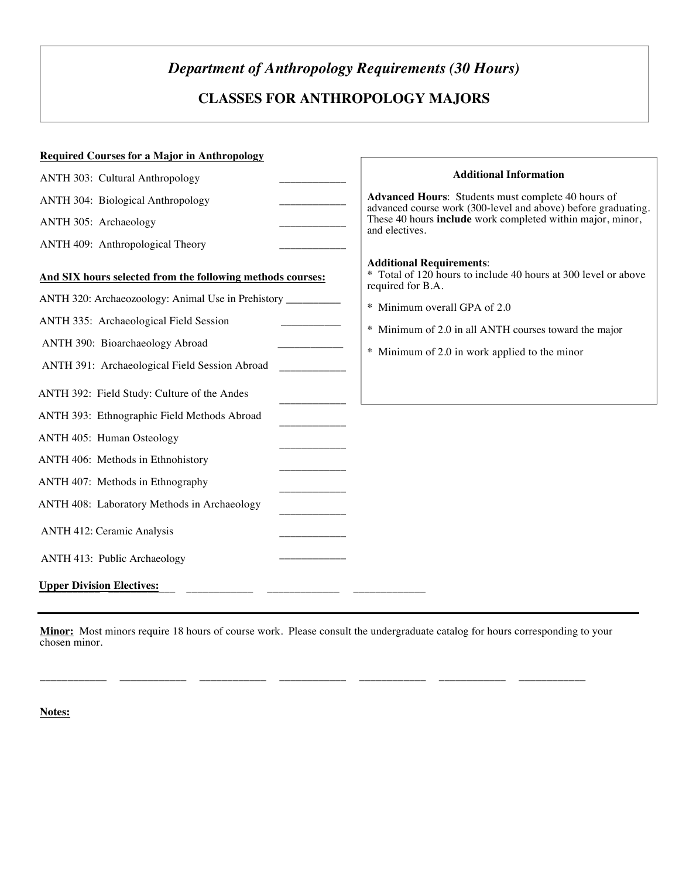## *Department of Anthropology Requirements (30 Hours)*

## CLASSES FOR ANTHROPOLOGY MAJORS

**Required Courses for a Major in Anthropology**

ANTH 303: Cultural Anthropology ____________

ANTH 304: Biological Anthropology ____________

ANTH 305: Archaeology ____________

ANTH 409: Anthropological Theory ____________

**And SIX hours selected from the following methods courses:**

ANTH 320: Archaeozoology: Animal Use in Prehistory ____________

ANTH 335: Archaeological Field Session ____________

ANTH 390: Bioarchaeology Abroad ____________

ANTH 391: Archaeological Field Session Abroad ____________

ANTH 392: Field Study: Culture of the Andes ____________

ANTH 393: Ethnographic Field Methods Abroad ____________

ANTH 405: Human Osteology ____________

ANTH 406: Methods in Ethnohistory ____________

ANTH 407: Methods in Ethnography ____________

ANTH 408: Laboratory Methods in Archaeology ____________

ANTH 412: Ceramic Analysis ____________

ANTH 413: Public Archaeology ____________

**Upper Division Electives:** ____________ ____________ ____________ ____________

**Additional Information**

**Advanced Hours**: Students must complete 40 hours of advanced course work (300-level and above) before graduating. These 40 hours **include** work completed within major, minor, and electives.

**Additional Requirements**:

* Total of 120 hours to include 40 hours at 300 level or above required for B.A.
* Minimum overall GPA of 2.0
* Minimum of 2.0 in all ANTH courses toward the major
* Minimum of 2.0 in work applied to the minor

---

**Minor:** Most minors require 18 hours of course work. Please consult the undergraduate catalog for hours corresponding to your chosen minor.

____________ ____________ ____________ ____________ ____________ ____________ ____________

**Notes:**